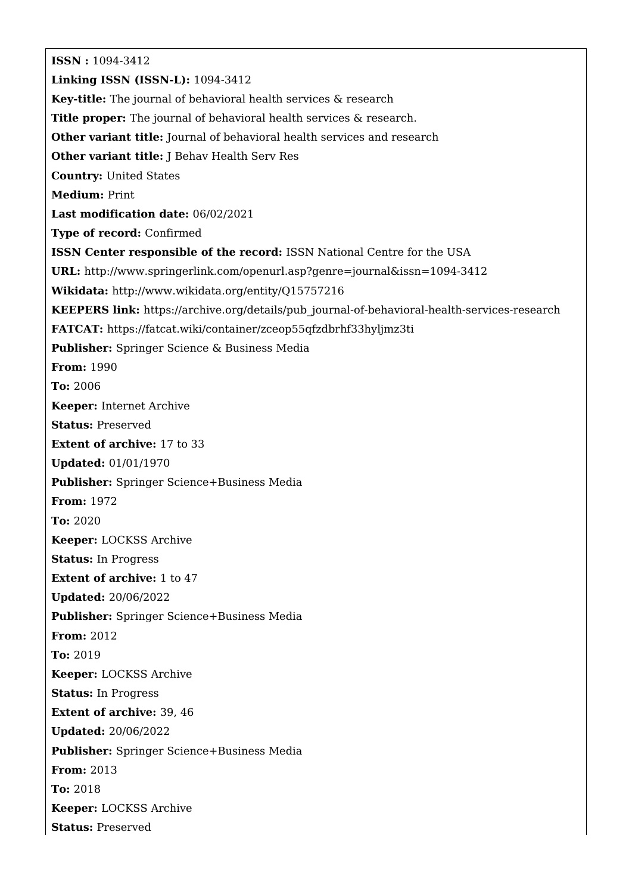**ISSN :** 1094-3412

**Linking ISSN (ISSN-L):** 1094-3412

**Key-title:** The journal of behavioral health services & research

**Title proper:** The journal of behavioral health services & research.

**Other variant title:** Journal of behavioral health services and research

**Other variant title:** J Behav Health Serv Res

**Country:** United States

**Medium:** Print

**Last modification date:** 06/02/2021

**Type of record:** Confirmed

**ISSN Center responsible of the record:** ISSN National Centre for the USA

**URL:** http://www.springerlink.com/openurl.asp?genre=journal&issn=1094-3412

**Wikidata:** http://www.wikidata.org/entity/Q15757216

**KEEPERS link:** https://archive.org/details/pub_journal-of-behavioral-health-services-research

**FATCAT:** https://fatcat.wiki/container/zceop55qfzdbrhf33hyljmz3ti

**Publisher:** Springer Science & Business Media

**From:** 1990

**To:** 2006

**Keeper:** Internet Archive

**Status:** Preserved

**Extent of archive:** 17 to 33

**Updated:** 01/01/1970

**Publisher:** Springer Science+Business Media

**From:** 1972

**To:** 2020

**Keeper:** LOCKSS Archive

**Status:** In Progress

**Extent of archive:** 1 to 47

**Updated:** 20/06/2022

**Publisher:** Springer Science+Business Media

**From:** 2012

**To:** 2019

**Keeper:** LOCKSS Archive

**Status:** In Progress

**Extent of archive:** 39, 46

**Updated:** 20/06/2022

**Publisher:** Springer Science+Business Media

**From:** 2013

**To:** 2018

**Keeper:** LOCKSS Archive

**Status:** Preserved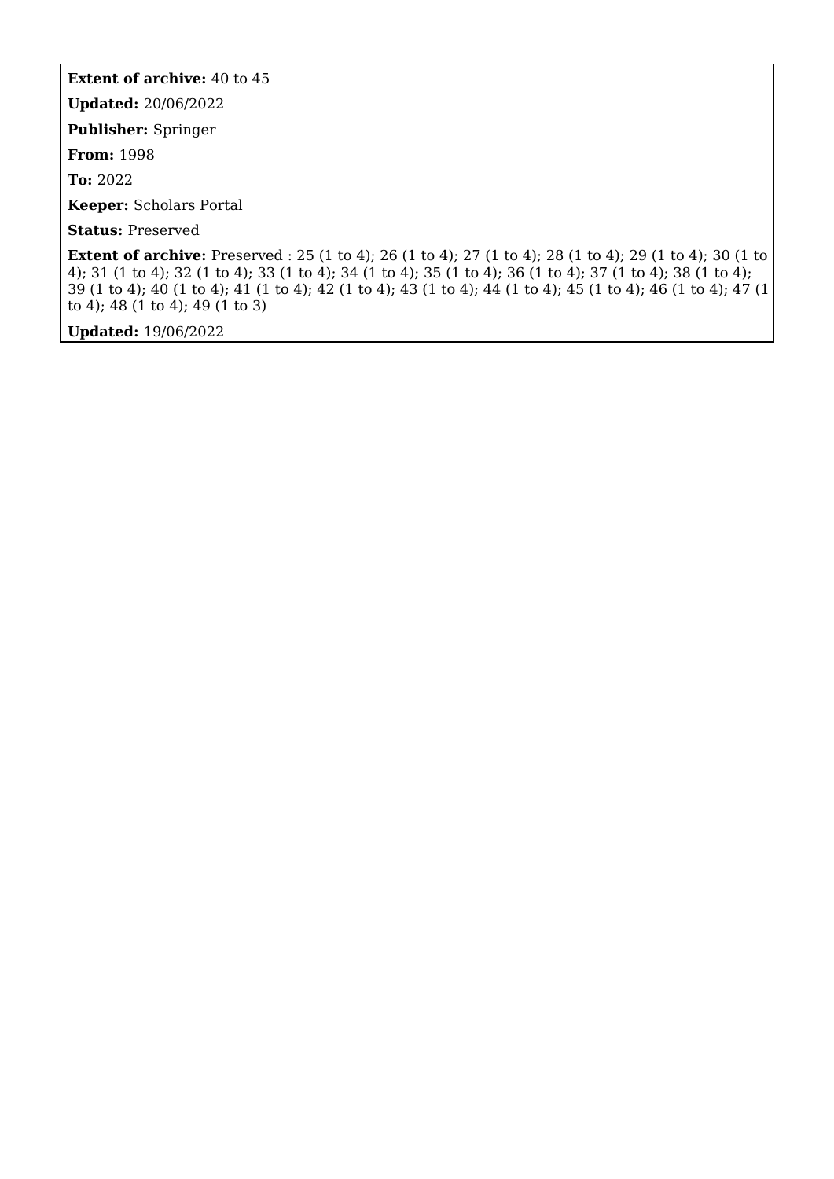**Extent of archive:** 40 to 45

**Updated:** 20/06/2022

**Publisher:** Springer

**From:** 1998

**To:** 2022

**Keeper:** Scholars Portal

**Status:** Preserved

**Extent of archive:** Preserved : 25 (1 to 4); 26 (1 to 4); 27 (1 to 4); 28 (1 to 4); 29 (1 to 4); 30 (1 to 4); 31 (1 to 4); 32 (1 to 4); 33 (1 to 4); 34 (1 to 4); 35 (1 to 4); 36 (1 to 4); 37 (1 to 4); 38 (1 to 4); 39 (1 to 4); 40 (1 to 4); 41 (1 to 4); 42 (1 to 4); 43 (1 to 4); 44 (1 to 4); 45 (1 to 4); 46 (1 to 4); 47 (1 to 4); 48 (1 to 4); 49 (1 to 3)

**Updated:** 19/06/2022